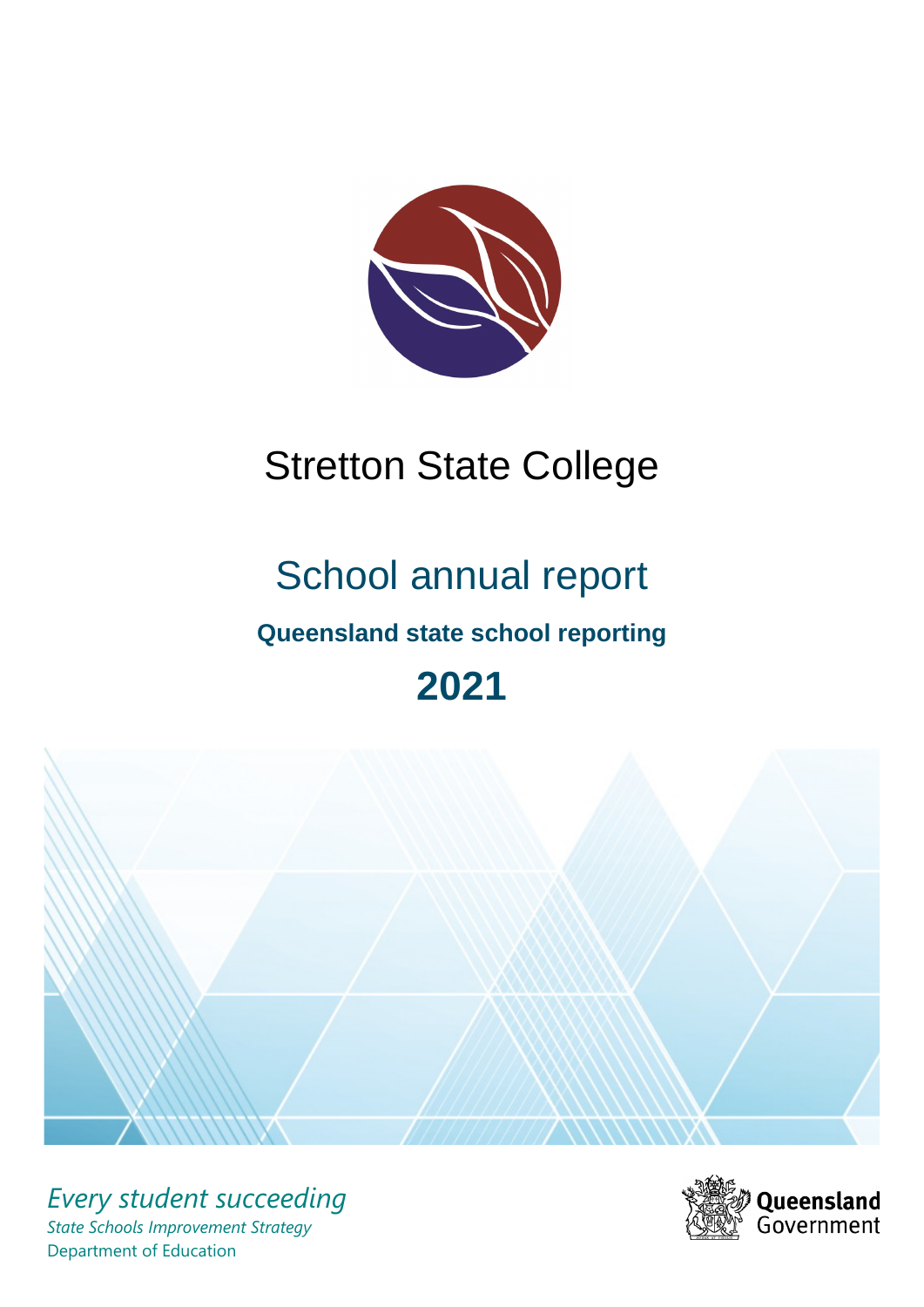# Stretton State College

## School annual report

### Queensland state school reporting

## 2021

*Every student succeeding*

*State Schools Improvement Strategy*

Department of Education

Queensland Government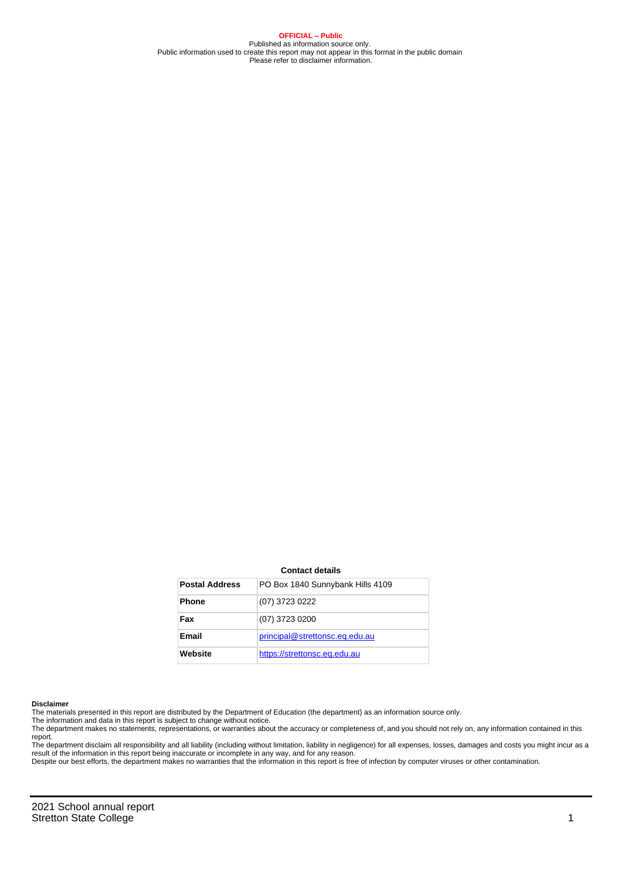**OFFICIAL – Public**

Published as information source only.
Public information used to create this report may not appear in this format in the public domain
Please refer to disclaimer information.

**Contact details**

| | |
|---|---|
| **Postal Address** | PO Box 1840 Sunnybank Hills 4109 |
| **Phone** | (07) 3723 0222 |
| **Fax** | (07) 3723 0200 |
| **Email** | principal@strettonsc.eq.edu.au |
| **Website** | https://strettonsc.eq.edu.au |

**Disclaimer**

The materials presented in this report are distributed by the Department of Education (the department) as an information source only.
The information and data in this report is subject to change without notice.
The department makes no statements, representations, or warranties about the accuracy or completeness of, and you should not rely on, any information contained in this report.
The department disclaim all responsibility and all liability (including without limitation, liability in negligence) for all expenses, losses, damages and costs you might incur as a result of the information in this report being inaccurate or incomplete in any way, and for any reason.
Despite our best efforts, the department makes no warranties that the information in this report is free of infection by computer viruses or other contamination.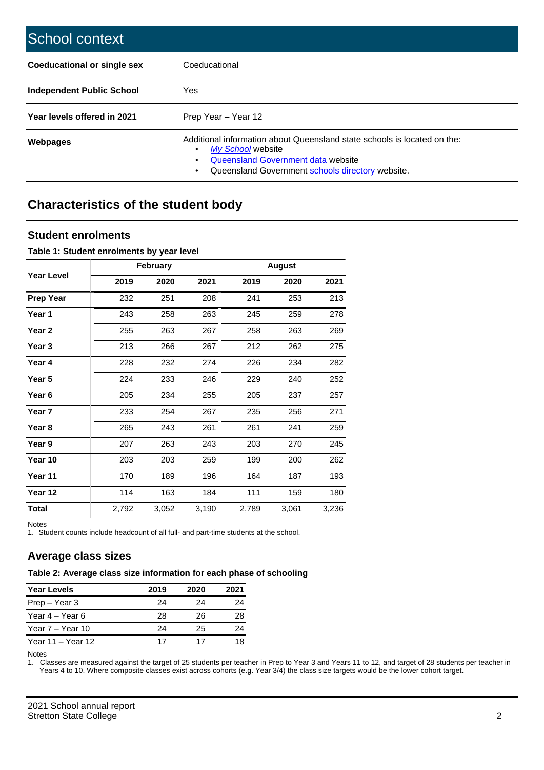## School context

| Coeducational or single sex | Coeducational |
|---|---|
| **Independent Public School** | Yes |
| **Year levels offered in 2021** | Prep Year – Year 12 |
| **Webpages** | Additional information about Queensland state schools is located on the: <br>• *My School* website <br>• Queensland Government data website <br>• Queensland Government schools directory website. |

## Characteristics of the student body

### Student enrolments

**Table 1: Student enrolments by year level**

| Year Level | February | | | August | | |
|---|---|---|---|---|---|---|
| | 2019 | 2020 | 2021 | 2019 | 2020 | 2021 |
| **Prep Year** | 232 | 251 | 208 | 241 | 253 | 213 |
| **Year 1** | 243 | 258 | 263 | 245 | 259 | 278 |
| **Year 2** | 255 | 263 | 267 | 258 | 263 | 269 |
| **Year 3** | 213 | 266 | 267 | 212 | 262 | 275 |
| **Year 4** | 228 | 232 | 274 | 226 | 234 | 282 |
| **Year 5** | 224 | 233 | 246 | 229 | 240 | 252 |
| **Year 6** | 205 | 234 | 255 | 205 | 237 | 257 |
| **Year 7** | 233 | 254 | 267 | 235 | 256 | 271 |
| **Year 8** | 265 | 243 | 261 | 261 | 241 | 259 |
| **Year 9** | 207 | 263 | 243 | 203 | 270 | 245 |
| **Year 10** | 203 | 203 | 259 | 199 | 200 | 262 |
| **Year 11** | 170 | 189 | 196 | 164 | 187 | 193 |
| **Year 12** | 114 | 163 | 184 | 111 | 159 | 180 |
| **Total** | 2,792 | 3,052 | 3,190 | 2,789 | 3,061 | 3,236 |

Notes
1. Student counts include headcount of all full- and part-time students at the school.

### Average class sizes

**Table 2: Average class size information for each phase of schooling**

| Year Levels | 2019 | 2020 | 2021 |
|---|---|---|---|
| Prep – Year 3 | 24 | 24 | 24 |
| Year 4 – Year 6 | 28 | 26 | 28 |
| Year 7 – Year 10 | 24 | 25 | 24 |
| Year 11 – Year 12 | 17 | 17 | 18 |

Notes
1. Classes are measured against the target of 25 students per teacher in Prep to Year 3 and Years 11 to 12, and target of 28 students per teacher in Years 4 to 10. Where composite classes exist across cohorts (e.g. Year 3/4) the class size targets would be the lower cohort target.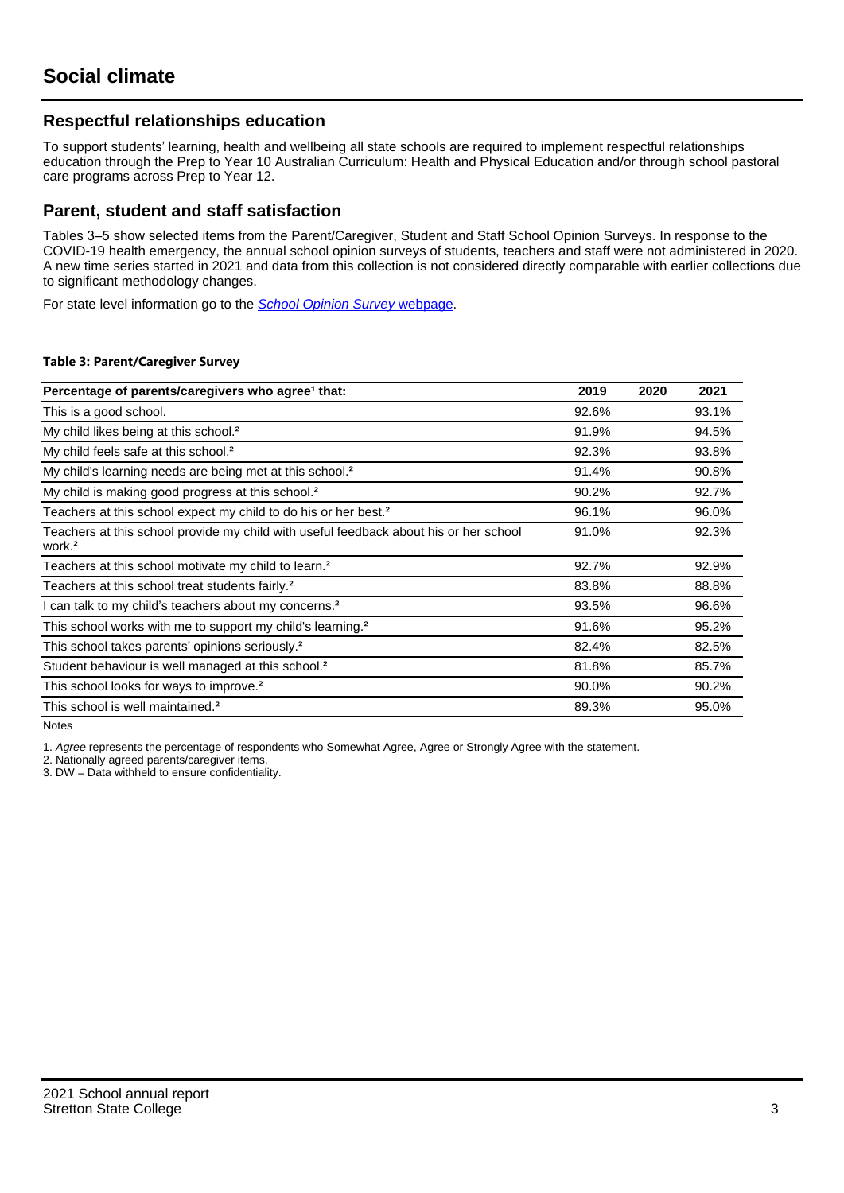# Social climate

## Respectful relationships education

To support students' learning, health and wellbeing all state schools are required to implement respectful relationships education through the Prep to Year 10 Australian Curriculum: Health and Physical Education and/or through school pastoral care programs across Prep to Year 12.

## Parent, student and staff satisfaction

Tables 3–5 show selected items from the Parent/Caregiver, Student and Staff School Opinion Surveys. In response to the COVID-19 health emergency, the annual school opinion surveys of students, teachers and staff were not administered in 2020. A new time series started in 2021 and data from this collection is not considered directly comparable with earlier collections due to significant methodology changes.

For state level information go to the *School Opinion Survey* webpage.

**Table 3: Parent/Caregiver Survey**

| Percentage of parents/caregivers who agree[1] that: | 2019 | 2020 | 2021 |
|---|---|---|---|
| This is a good school. | 92.6% | | 93.1% |
| My child likes being at this school.[2] | 91.9% | | 94.5% |
| My child feels safe at this school.[2] | 92.3% | | 93.8% |
| My child's learning needs are being met at this school.[2] | 91.4% | | 90.8% |
| My child is making good progress at this school.[2] | 90.2% | | 92.7% |
| Teachers at this school expect my child to do his or her best.[2] | 96.1% | | 96.0% |
| Teachers at this school provide my child with useful feedback about his or her school work.[2] | 91.0% | | 92.3% |
| Teachers at this school motivate my child to learn.[2] | 92.7% | | 92.9% |
| Teachers at this school treat students fairly.[2] | 83.8% | | 88.8% |
| I can talk to my child's teachers about my concerns.[2] | 93.5% | | 96.6% |
| This school works with me to support my child's learning.[2] | 91.6% | | 95.2% |
| This school takes parents' opinions seriously.[2] | 82.4% | | 82.5% |
| Student behaviour is well managed at this school.[2] | 81.8% | | 85.7% |
| This school looks for ways to improve.[2] | 90.0% | | 90.2% |
| This school is well maintained.[2] | 89.3% | | 95.0% |

Notes

1. *Agree* represents the percentage of respondents who Somewhat Agree, Agree or Strongly Agree with the statement.
2. Nationally agreed parents/caregiver items.
3. DW = Data withheld to ensure confidentiality.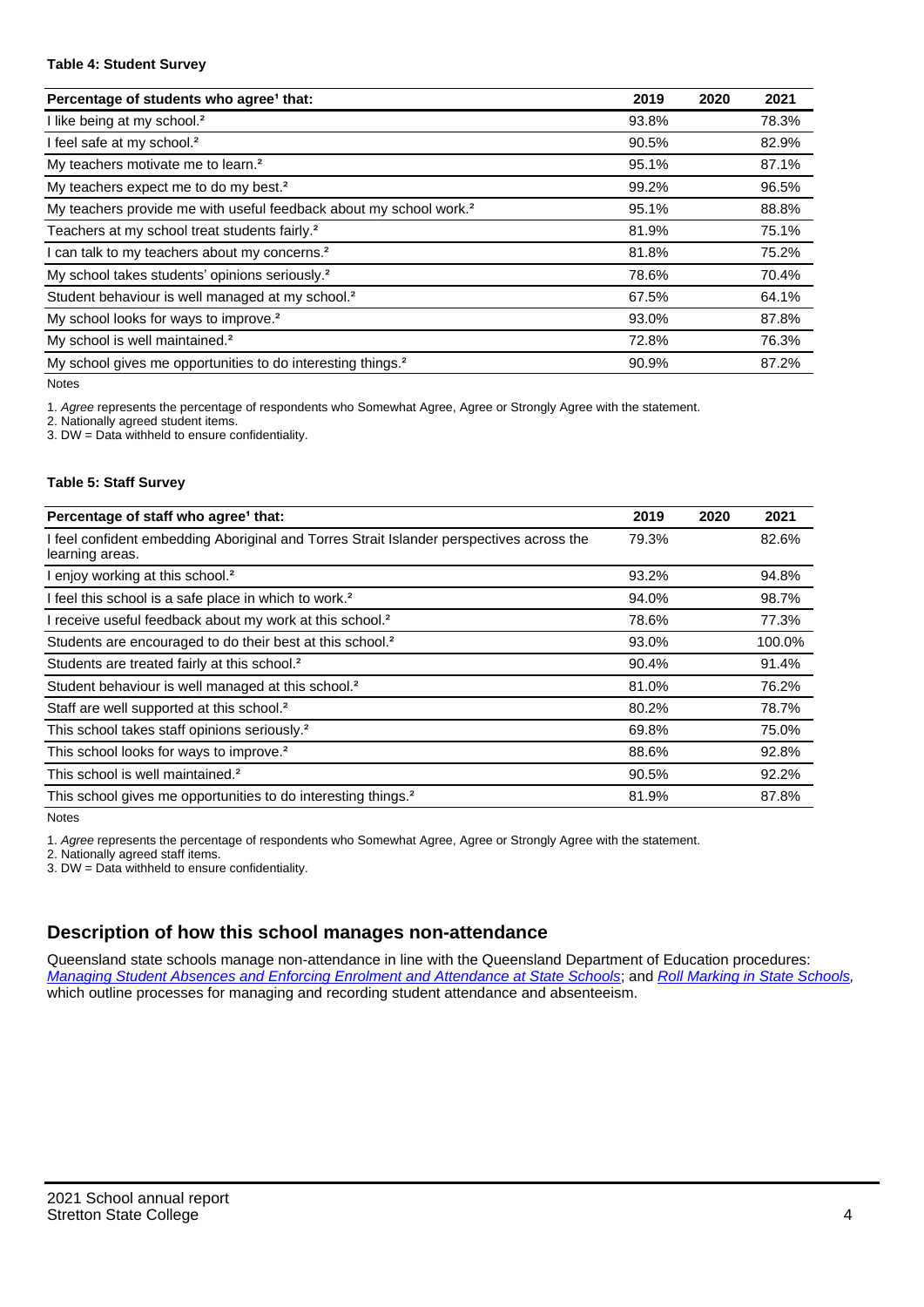#### Table 4: Student Survey

| Percentage of students who agree[1] that: | 2019 | 2020 | 2021 |
|---|---|---|---|
| I like being at my school.[2] | 93.8% | | 78.3% |
| I feel safe at my school.[2] | 90.5% | | 82.9% |
| My teachers motivate me to learn.[2] | 95.1% | | 87.1% |
| My teachers expect me to do my best.[2] | 99.2% | | 96.5% |
| My teachers provide me with useful feedback about my school work.[2] | 95.1% | | 88.8% |
| Teachers at my school treat students fairly.[2] | 81.9% | | 75.1% |
| I can talk to my teachers about my concerns.[2] | 81.8% | | 75.2% |
| My school takes students' opinions seriously.[2] | 78.6% | | 70.4% |
| Student behaviour is well managed at my school.[2] | 67.5% | | 64.1% |
| My school looks for ways to improve.[2] | 93.0% | | 87.8% |
| My school is well maintained.[2] | 72.8% | | 76.3% |
| My school gives me opportunities to do interesting things.[2] | 90.9% | | 87.2% |

Notes

1. *Agree* represents the percentage of respondents who Somewhat Agree, Agree or Strongly Agree with the statement.
2. Nationally agreed student items.
3. DW = Data withheld to ensure confidentiality.

#### Table 5: Staff Survey

| Percentage of staff who agree[1] that: | 2019 | 2020 | 2021 |
|---|---|---|---|
| I feel confident embedding Aboriginal and Torres Strait Islander perspectives across the learning areas. | 79.3% | | 82.6% |
| I enjoy working at this school.[2] | 93.2% | | 94.8% |
| I feel this school is a safe place in which to work.[2] | 94.0% | | 98.7% |
| I receive useful feedback about my work at this school.[2] | 78.6% | | 77.3% |
| Students are encouraged to do their best at this school.[2] | 93.0% | | 100.0% |
| Students are treated fairly at this school.[2] | 90.4% | | 91.4% |
| Student behaviour is well managed at this school.[2] | 81.0% | | 76.2% |
| Staff are well supported at this school.[2] | 80.2% | | 78.7% |
| This school takes staff opinions seriously.[2] | 69.8% | | 75.0% |
| This school looks for ways to improve.[2] | 88.6% | | 92.8% |
| This school is well maintained.[2] | 90.5% | | 92.2% |
| This school gives me opportunities to do interesting things.[2] | 81.9% | | 87.8% |

Notes

1. *Agree* represents the percentage of respondents who Somewhat Agree, Agree or Strongly Agree with the statement.
2. Nationally agreed staff items.
3. DW = Data withheld to ensure confidentiality.

## Description of how this school manages non-attendance

Queensland state schools manage non-attendance in line with the Queensland Department of Education procedures: *Managing Student Absences and Enforcing Enrolment and Attendance at State Schools*; and *Roll Marking in State Schools,* which outline processes for managing and recording student attendance and absenteeism.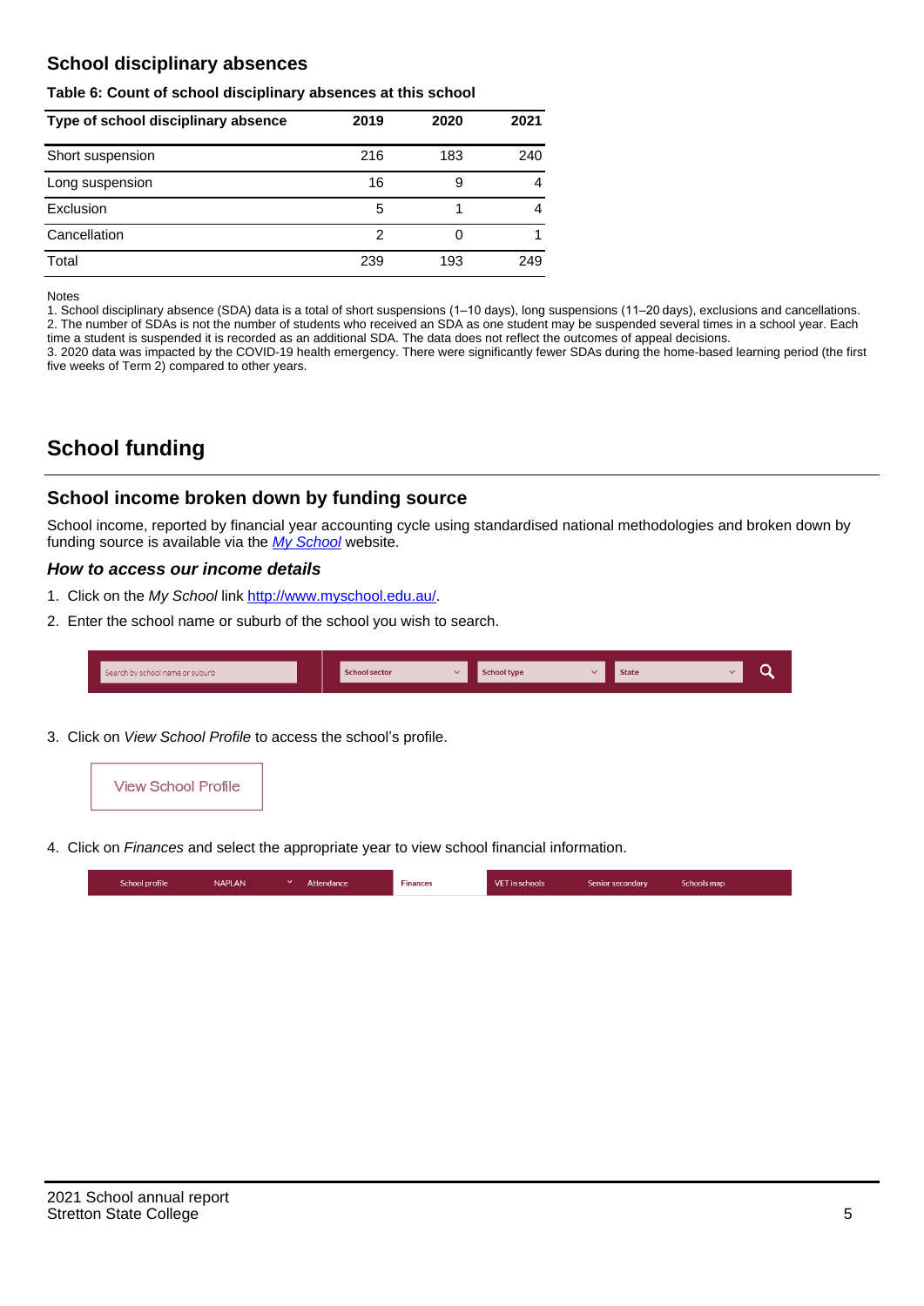## School disciplinary absences

**Table 6: Count of school disciplinary absences at this school**

| Type of school disciplinary absence | 2019 | 2020 | 2021 |
|---|---|---|---|
| Short suspension | 216 | 183 | 240 |
| Long suspension | 16 | 9 | 4 |
| Exclusion | 5 | 1 | 4 |
| Cancellation | 2 | 0 | 1 |
| Total | 239 | 193 | 249 |

Notes

1. School disciplinary absence (SDA) data is a total of short suspensions (1–10 days), long suspensions (11–20 days), exclusions and cancellations.
2. The number of SDAs is not the number of students who received an SDA as one student may be suspended several times in a school year. Each time a student is suspended it is recorded as an additional SDA. The data does not reflect the outcomes of appeal decisions.
3. 2020 data was impacted by the COVID-19 health emergency. There were significantly fewer SDAs during the home-based learning period (the first five weeks of Term 2) compared to other years.

# School funding

## School income broken down by funding source

School income, reported by financial year accounting cycle using standardised national methodologies and broken down by funding source is available via the *My School* website.

### *How to access our income details*

1. Click on the *My School* link http://www.myschool.edu.au/.
2. Enter the school name or suburb of the school you wish to search.

Search by school name or suburb | School sector | School type | State

3. Click on *View School Profile* to access the school's profile.

View School Profile

4. Click on *Finances* and select the appropriate year to view school financial information.

School profile | NAPLAN | Attendance | Finances | VET in schools | Senior secondary | Schools map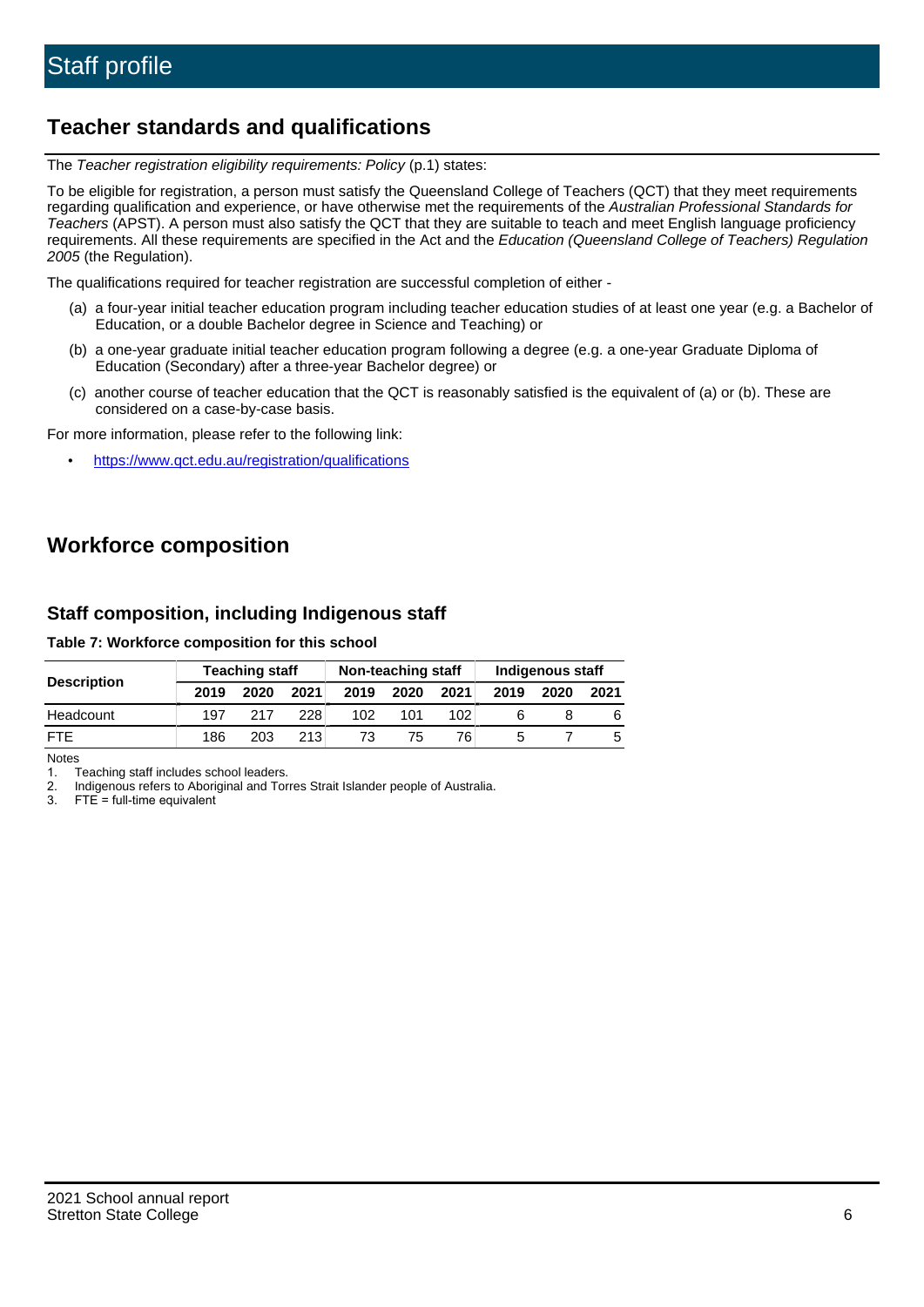# Staff profile

## Teacher standards and qualifications

The *Teacher registration eligibility requirements: Policy* (p.1) states:

To be eligible for registration, a person must satisfy the Queensland College of Teachers (QCT) that they meet requirements regarding qualification and experience, or have otherwise met the requirements of the *Australian Professional Standards for Teachers* (APST). A person must also satisfy the QCT that they are suitable to teach and meet English language proficiency requirements. All these requirements are specified in the Act and the *Education (Queensland College of Teachers) Regulation 2005* (the Regulation).

The qualifications required for teacher registration are successful completion of either -

(a) a four-year initial teacher education program including teacher education studies of at least one year (e.g. a Bachelor of Education, or a double Bachelor degree in Science and Teaching) or

(b) a one-year graduate initial teacher education program following a degree (e.g. a one-year Graduate Diploma of Education (Secondary) after a three-year Bachelor degree) or

(c) another course of teacher education that the QCT is reasonably satisfied is the equivalent of (a) or (b). These are considered on a case-by-case basis.

For more information, please refer to the following link:

- https://www.qct.edu.au/registration/qualifications

## Workforce composition

### Staff composition, including Indigenous staff

**Table 7: Workforce composition for this school**

| Description | Teaching staff | | | Non-teaching staff | | | Indigenous staff | | |
|---|---|---|---|---|---|---|---|---|---|
| | 2019 | 2020 | 2021 | 2019 | 2020 | 2021 | 2019 | 2020 | 2021 |
| Headcount | 197 | 217 | 228 | 102 | 101 | 102 | 6 | 8 | 6 |
| FTE | 186 | 203 | 213 | 73 | 75 | 76 | 5 | 7 | 5 |

Notes

1. Teaching staff includes school leaders.
2. Indigenous refers to Aboriginal and Torres Strait Islander people of Australia.
3. FTE = full-time equivalent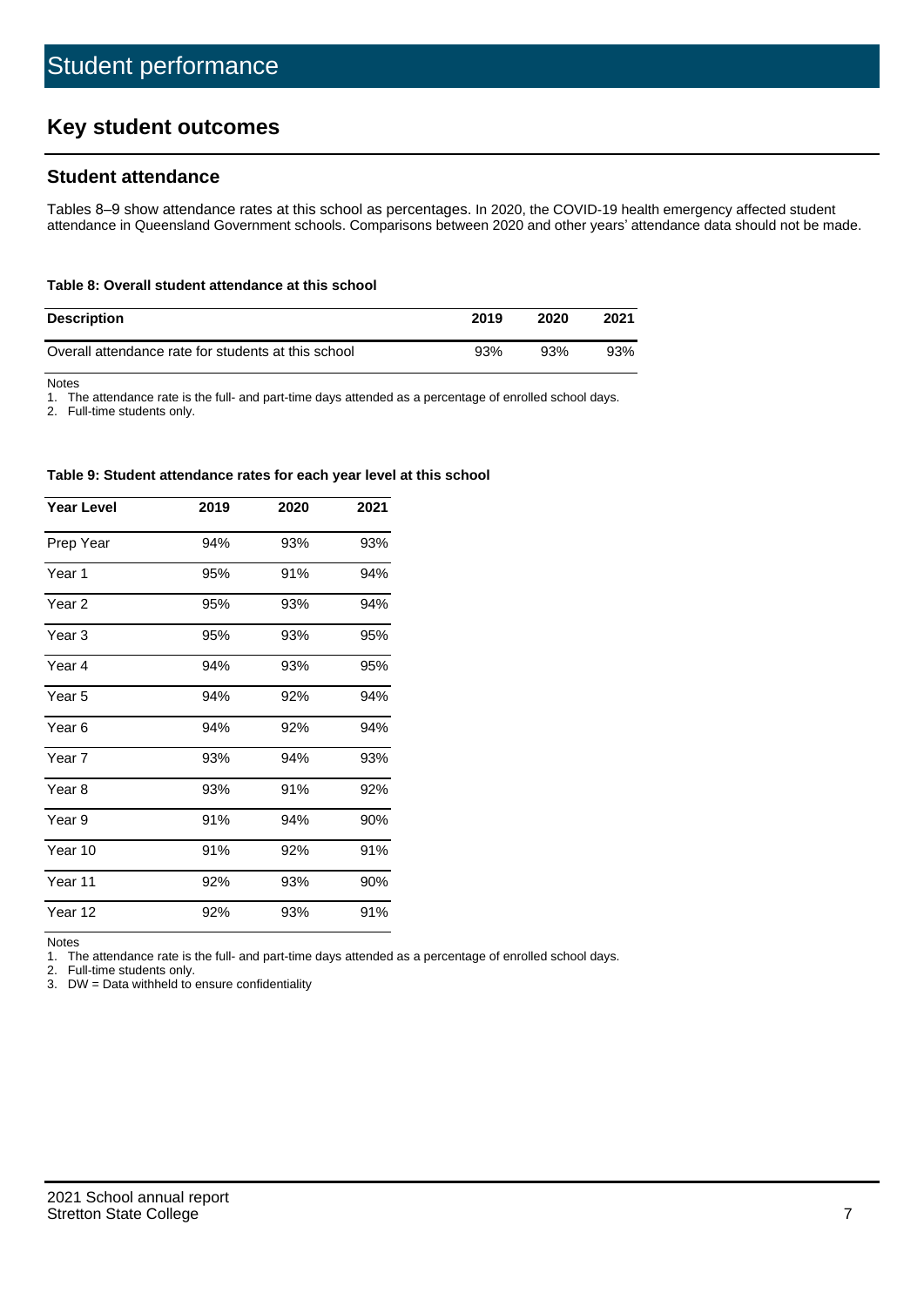# Student performance

## Key student outcomes

### Student attendance

Tables 8–9 show attendance rates at this school as percentages. In 2020, the COVID-19 health emergency affected student attendance in Queensland Government schools. Comparisons between 2020 and other years' attendance data should not be made.

**Table 8: Overall student attendance at this school**

| Description | 2019 | 2020 | 2021 |
|---|---|---|---|
| Overall attendance rate for students at this school | 93% | 93% | 93% |

Notes

1. The attendance rate is the full- and part-time days attended as a percentage of enrolled school days.
2. Full-time students only.

**Table 9: Student attendance rates for each year level at this school**

| Year Level | 2019 | 2020 | 2021 |
|---|---|---|---|
| Prep Year | 94% | 93% | 93% |
| Year 1 | 95% | 91% | 94% |
| Year 2 | 95% | 93% | 94% |
| Year 3 | 95% | 93% | 95% |
| Year 4 | 94% | 93% | 95% |
| Year 5 | 94% | 92% | 94% |
| Year 6 | 94% | 92% | 94% |
| Year 7 | 93% | 94% | 93% |
| Year 8 | 93% | 91% | 92% |
| Year 9 | 91% | 94% | 90% |
| Year 10 | 91% | 92% | 91% |
| Year 11 | 92% | 93% | 90% |
| Year 12 | 92% | 93% | 91% |

Notes

1. The attendance rate is the full- and part-time days attended as a percentage of enrolled school days.
2. Full-time students only.
3. DW = Data withheld to ensure confidentiality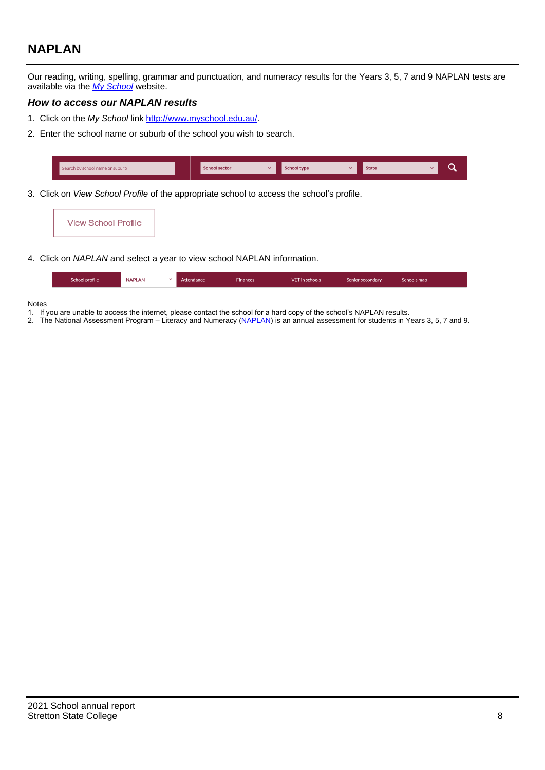## NAPLAN

Our reading, writing, spelling, grammar and punctuation, and numeracy results for the Years 3, 5, 7 and 9 NAPLAN tests are available via the *My School* website.

### *How to access our NAPLAN results*

1. Click on the *My School* link http://www.myschool.edu.au/.
2. Enter the school name or suburb of the school you wish to search.

   Search by school name or suburb | School sector | School type | State

3. Click on *View School Profile* of the appropriate school to access the school's profile.

   View School Profile

4. Click on *NAPLAN* and select a year to view school NAPLAN information.

   School profile | NAPLAN | Attendance | Finances | VET in schools | Senior secondary | Schools map

Notes

1. If you are unable to access the internet, please contact the school for a hard copy of the school's NAPLAN results.
2. The National Assessment Program – Literacy and Numeracy (NAPLAN) is an annual assessment for students in Years 3, 5, 7 and 9.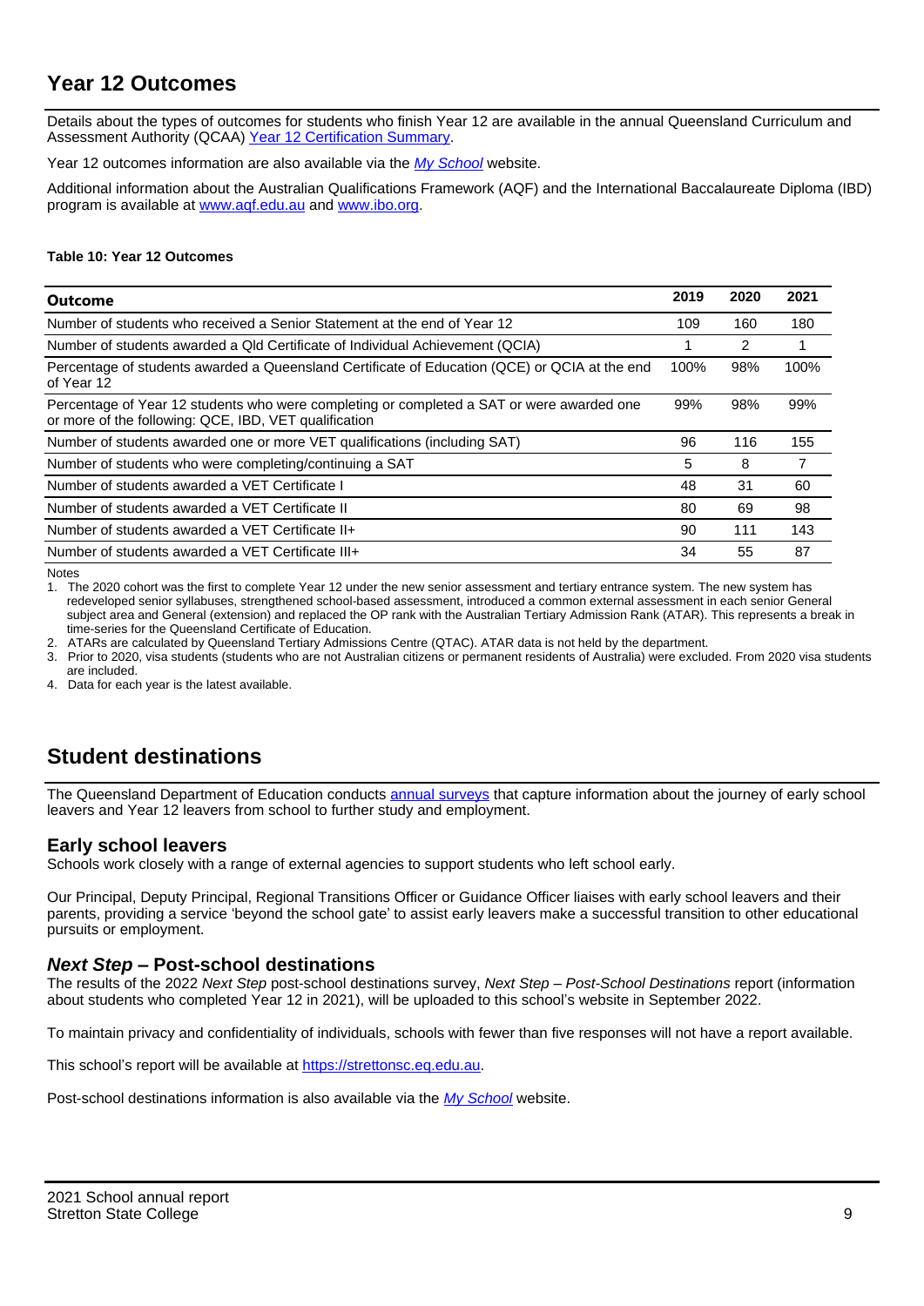## Year 12 Outcomes

Details about the types of outcomes for students who finish Year 12 are available in the annual Queensland Curriculum and Assessment Authority (QCAA) Year 12 Certification Summary.

Year 12 outcomes information are also available via the *My School* website.

Additional information about the Australian Qualifications Framework (AQF) and the International Baccalaureate Diploma (IBD) program is available at www.aqf.edu.au and www.ibo.org.

**Table 10: Year 12 Outcomes**

| Outcome | 2019 | 2020 | 2021 |
|---|---|---|---|
| Number of students who received a Senior Statement at the end of Year 12 | 109 | 160 | 180 |
| Number of students awarded a Qld Certificate of Individual Achievement (QCIA) | 1 | 2 | 1 |
| Percentage of students awarded a Queensland Certificate of Education (QCE) or QCIA at the end of Year 12 | 100% | 98% | 100% |
| Percentage of Year 12 students who were completing or completed a SAT or were awarded one or more of the following: QCE, IBD, VET qualification | 99% | 98% | 99% |
| Number of students awarded one or more VET qualifications (including SAT) | 96 | 116 | 155 |
| Number of students who were completing/continuing a SAT | 5 | 8 | 7 |
| Number of students awarded a VET Certificate I | 48 | 31 | 60 |
| Number of students awarded a VET Certificate II | 80 | 69 | 98 |
| Number of students awarded a VET Certificate II+ | 90 | 111 | 143 |
| Number of students awarded a VET Certificate III+ | 34 | 55 | 87 |

Notes

1. The 2020 cohort was the first to complete Year 12 under the new senior assessment and tertiary entrance system. The new system has redeveloped senior syllabuses, strengthened school-based assessment, introduced a common external assessment in each senior General subject area and General (extension) and replaced the OP rank with the Australian Tertiary Admission Rank (ATAR). This represents a break in time-series for the Queensland Certificate of Education.
2. ATARs are calculated by Queensland Tertiary Admissions Centre (QTAC). ATAR data is not held by the department.
3. Prior to 2020, visa students (students who are not Australian citizens or permanent residents of Australia) were excluded. From 2020 visa students are included.
4. Data for each year is the latest available.

## Student destinations

The Queensland Department of Education conducts annual surveys that capture information about the journey of early school leavers and Year 12 leavers from school to further study and employment.

### Early school leavers

Schools work closely with a range of external agencies to support students who left school early.

Our Principal, Deputy Principal, Regional Transitions Officer or Guidance Officer liaises with early school leavers and their parents, providing a service 'beyond the school gate' to assist early leavers make a successful transition to other educational pursuits or employment.

### *Next Step* – Post-school destinations

The results of the 2022 *Next Step* post-school destinations survey, *Next Step – Post-School Destinations* report (information about students who completed Year 12 in 2021), will be uploaded to this school's website in September 2022.

To maintain privacy and confidentiality of individuals, schools with fewer than five responses will not have a report available.

This school's report will be available at https://strettonsc.eq.edu.au.

Post-school destinations information is also available via the *My School* website.